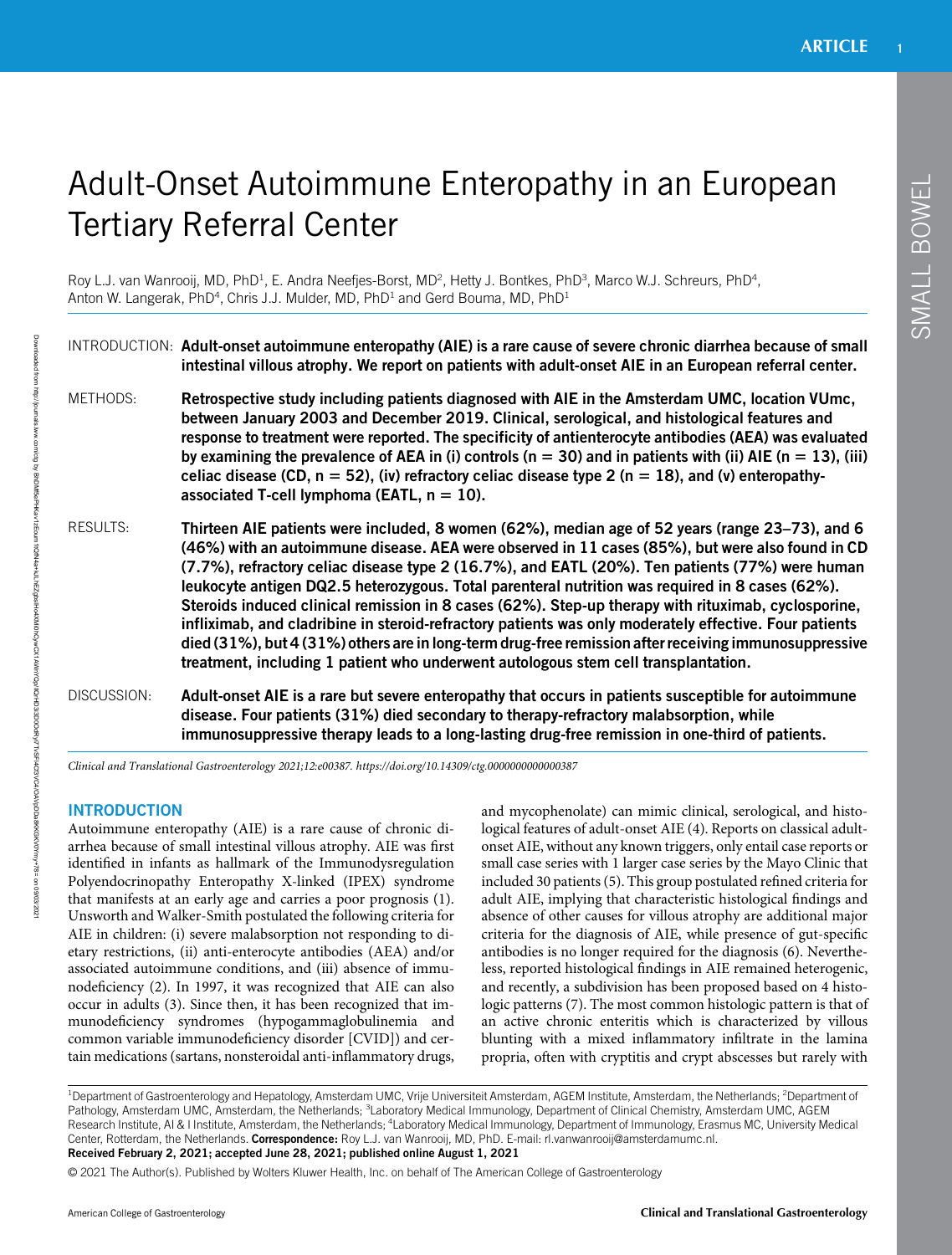# Adult-Onset Autoimmune Enteropathy in an European Tertiary Referral Center

Roy L.J. van Wanrooij, MD, PhD[1], E. Andra Neefjes-Borst, MD[2], Hetty J. Bontkes, PhD[3], Marco W.J. Schreurs, PhD[4], Anton W. Langerak, PhD[4], Chris J.J. Mulder, MD, PhD[1] and Gerd Bouma, MD, PhD[1]

**INTRODUCTION:** **Adult-onset autoimmune enteropathy (AIE) is a rare cause of severe chronic diarrhea because of small intestinal villous atrophy. We report on patients with adult-onset AIE in an European referral center.**

**METHODS:** **Retrospective study including patients diagnosed with AIE in the Amsterdam UMC, location VUmc, between January 2003 and December 2019. Clinical, serological, and histological features and response to treatment were reported. The specificity of antienterocyte antibodies (AEA) was evaluated by examining the prevalence of AEA in (i) controls (n = 30) and in patients with (ii) AIE (n = 13), (iii) celiac disease (CD, n = 52), (iv) refractory celiac disease type 2 (n = 18), and (v) enteropathy-associated T-cell lymphoma (EATL, n = 10).**

**RESULTS:** **Thirteen AIE patients were included, 8 women (62%), median age of 52 years (range 23–73), and 6 (46%) with an autoimmune disease. AEA were observed in 11 cases (85%), but were also found in CD (7.7%), refractory celiac disease type 2 (16.7%), and EATL (20%). Ten patients (77%) were human leukocyte antigen DQ2.5 heterozygous. Total parenteral nutrition was required in 8 cases (62%). Steroids induced clinical remission in 8 cases (62%). Step-up therapy with rituximab, cyclosporine, infliximab, and cladribine in steroid-refractory patients was only moderately effective. Four patients died (31%), but 4 (31%) others are in long-term drug-free remission after receiving immunosuppressive treatment, including 1 patient who underwent autologous stem cell transplantation.**

**DISCUSSION:** **Adult-onset AIE is a rare but severe enteropathy that occurs in patients susceptible for autoimmune disease. Four patients (31%) died secondary to therapy-refractory malabsorption, while immunosuppressive therapy leads to a long-lasting drug-free remission in one-third of patients.**

*Clinical and Translational Gastroenterology 2021;12:e00387. https://doi.org/10.14309/ctg.0000000000000387*

## INTRODUCTION

Autoimmune enteropathy (AIE) is a rare cause of chronic diarrhea because of small intestinal villous atrophy. AIE was first identified in infants as hallmark of the Immunodysregulation Polyendocrinopathy Enteropathy X-linked (IPEX) syndrome that manifests at an early age and carries a poor prognosis (1). Unsworth and Walker-Smith postulated the following criteria for AIE in children: (i) severe malabsorption not responding to dietary restrictions, (ii) anti-enterocyte antibodies (AEA) and/or associated autoimmune conditions, and (iii) absence of immunodeficiency (2). In 1997, it was recognized that AIE can also occur in adults (3). Since then, it has been recognized that immunodeficiency syndromes (hypogammaglobulinemia and common variable immunodeficiency disorder [CVID]) and certain medications (sartans, nonsteroidal anti-inflammatory drugs, and mycophenolate) can mimic clinical, serological, and histological features of adult-onset AIE (4). Reports on classical adult-onset AIE, without any known triggers, only entail case reports or small case series with 1 larger case series by the Mayo Clinic that included 30 patients (5). This group postulated refined criteria for adult AIE, implying that characteristic histological findings and absence of other causes for villous atrophy are additional major criteria for the diagnosis of AIE, while presence of gut-specific antibodies is no longer required for the diagnosis (6). Nevertheless, reported histological findings in AIE remained heterogenic, and recently, a subdivision has been proposed based on 4 histologic patterns (7). The most common histologic pattern is that of an active chronic enteritis which is characterized by villous blunting with a mixed inflammatory infiltrate in the lamina propria, often with cryptitis and crypt abscesses but rarely with

[1]Department of Gastroenterology and Hepatology, Amsterdam UMC, Vrije Universiteit Amsterdam, AGEM Institute, Amsterdam, the Netherlands; [2]Department of Pathology, Amsterdam UMC, Amsterdam, the Netherlands; [3]Laboratory Medical Immunology, Department of Clinical Chemistry, Amsterdam UMC, AGEM Research Institute, AI & I Institute, Amsterdam, the Netherlands; [4]Laboratory Medical Immunology, Department of Immunology, Erasmus MC, University Medical Center, Rotterdam, the Netherlands. **Correspondence:** Roy L.J. van Wanrooij, MD, PhD. E-mail: rl.vanwanrooij@amsterdamumc.nl.
**Received February 2, 2021; accepted June 28, 2021; published online August 1, 2021**

© 2021 The Author(s). Published by Wolters Kluwer Health, Inc. on behalf of The American College of Gastroenterology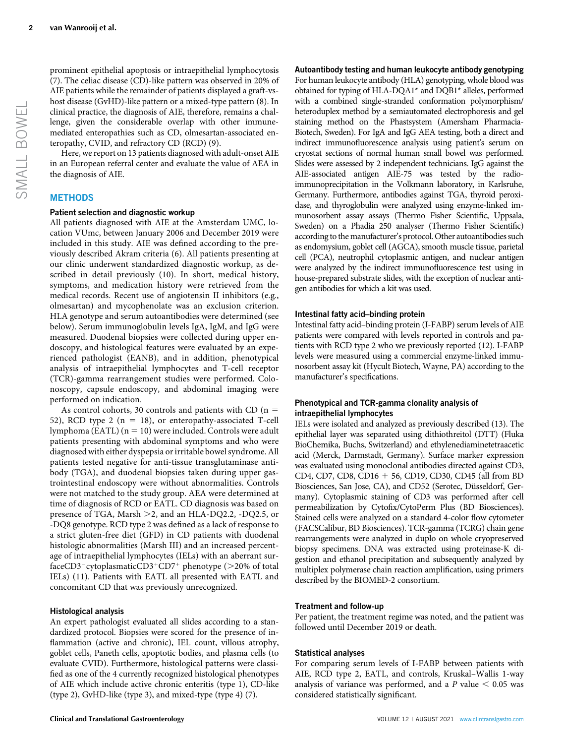prominent epithelial apoptosis or intraepithelial lymphocytosis (7). The celiac disease (CD)-like pattern was observed in 20% of AIE patients while the remainder of patients displayed a graft-vs-host disease (GvHD)-like pattern or a mixed-type pattern (8). In clinical practice, the diagnosis of AIE, therefore, remains a challenge, given the considerable overlap with other immune-mediated enteropathies such as CD, olmesartan-associated enteropathy, CVID, and refractory CD (RCD) (9).

Here, we report on 13 patients diagnosed with adult-onset AIE in an European referral center and evaluate the value of AEA in the diagnosis of AIE.

## METHODS

### Patient selection and diagnostic workup

All patients diagnosed with AIE at the Amsterdam UMC, location VUmc, between January 2006 and December 2019 were included in this study. AIE was defined according to the previously described Akram criteria (6). All patients presenting at our clinic underwent standardized diagnostic workup, as described in detail previously (10). In short, medical history, symptoms, and medication history were retrieved from the medical records. Recent use of angiotensin II inhibitors (e.g., olmesartan) and mycophenolate was an exclusion criterion. HLA genotype and serum autoantibodies were determined (see below). Serum immunoglobulin levels IgA, IgM, and IgG were measured. Duodenal biopsies were collected during upper endoscopy, and histological features were evaluated by an experienced pathologist (EANB), and in addition, phenotypical analysis of intraepithelial lymphocytes and T-cell receptor (TCR)-gamma rearrangement studies were performed. Colonoscopy, capsule endoscopy, and abdominal imaging were performed on indication.

As control cohorts, 30 controls and patients with CD (n = 52), RCD type 2 (n = 18), or enteropathy-associated T-cell lymphoma (EATL) (n = 10) were included. Controls were adult patients presenting with abdominal symptoms and who were diagnosed with either dyspepsia or irritable bowel syndrome. All patients tested negative for anti-tissue transglutaminase antibody (TGA), and duodenal biopsies taken during upper gastrointestinal endoscopy were without abnormalities. Controls were not matched to the study group. AEA were determined at time of diagnosis of RCD or EATL. CD diagnosis was based on presence of TGA, Marsh >2, and an HLA-DQ2.2, -DQ2.5, or -DQ8 genotype. RCD type 2 was defined as a lack of response to a strict gluten-free diet (GFD) in CD patients with duodenal histologic abnormalities (Marsh III) and an increased percentage of intraepithelial lymphocytes (IELs) with an aberrant surfaceCD3$^{-}$cytoplasmaticCD3$^{+}$CD7$^{+}$ phenotype (>20% of total IELs) (11). Patients with EATL all presented with EATL and concomitant CD that was previously unrecognized.

### Histological analysis

An expert pathologist evaluated all slides according to a standardized protocol. Biopsies were scored for the presence of inflammation (active and chronic), villous atrophy, IEL count, goblet cells, Paneth cells, apoptotic bodies, and plasma cells (to evaluate CVID). Furthermore, histological patterns were classified as one of the 4 currently recognized histological phenotypes of AIE which include active chronic enteritis (type 1), CD-like (type 2), GvHD-like (type 3), and mixed-type (type 4) (7).

### Autoantibody testing and human leukocyte antibody genotyping

For human leukocyte antibody (HLA) genotyping, whole blood was obtained for typing of HLA-DQA1* and DQB1* alleles, performed with a combined single-stranded conformation polymorphism/heteroduplex method by a semiautomated electrophoresis and gel staining method on the Phastsystem (Amersham Pharmacia-Biotech, Sweden). For IgA and IgG AEA testing, both a direct and indirect immunofluorescence analysis using patient's serum on cryostat sections of normal human small bowel was performed. Slides were assessed by 2 independent technicians. IgG against the AIE-associated antigen AIE-75 was tested by the radio-immunoprecipitation in the Volkmann laboratory, in Karlsruhe, Germany. Furthermore, antibodies against TGA, thyroid peroxidase, and thyroglobulin were analyzed using enzyme-linked immunosorbent assay assays (Thermo Fisher Scientific, Uppsala, Sweden) on a Phadia 250 analyser (Thermo Fisher Scientific) according to the manufacturer's protocol. Other autoantibodies such as endomysium, goblet cell (AGCA), smooth muscle tissue, parietal cell (PCA), neutrophil cytoplasmic antigen, and nuclear antigen were analyzed by the indirect immunofluorescence test using in house-prepared substrate slides, with the exception of nuclear antigen antibodies for which a kit was used.

### Intestinal fatty acid–binding protein

Intestinal fatty acid–binding protein (I-FABP) serum levels of AIE patients were compared with levels reported in controls and patients with RCD type 2 who we previously reported (12). I-FABP levels were measured using a commercial enzyme-linked immunosorbent assay kit (Hycult Biotech, Wayne, PA) according to the manufacturer's specifications.

### Phenotypical and TCR-gamma clonality analysis of intraepithelial lymphocytes

IELs were isolated and analyzed as previously described (13). The epithelial layer was separated using dithiothreitol (DTT) (Fluka BioChemika, Buchs, Switzerland) and ethylenediaminetetraacetic acid (Merck, Darmstadt, Germany). Surface marker expression was evaluated using monoclonal antibodies directed against CD3, CD4, CD7, CD8, CD16 + 56, CD19, CD30, CD45 (all from BD Biosciences, San Jose, CA), and CD52 (Serotec, Düsseldorf, Germany). Cytoplasmic staining of CD3 was performed after cell permeabilization by Cytofix/CytoPerm Plus (BD Biosciences). Stained cells were analyzed on a standard 4-color flow cytometer (FACSCalibur, BD Biosciences). TCR-gamma (TCRG) chain gene rearrangements were analyzed in duplo on whole cryopreserved biopsy specimens. DNA was extracted using proteinase-K digestion and ethanol precipitation and subsequently analyzed by multiplex polymerase chain reaction amplification, using primers described by the BIOMED-2 consortium.

### Treatment and follow-up

Per patient, the treatment regime was noted, and the patient was followed until December 2019 or death.

### Statistical analyses

For comparing serum levels of I-FABP between patients with AIE, RCD type 2, EATL, and controls, Kruskal–Wallis 1-way analysis of variance was performed, and a $P$ value $< 0.05$ was considered statistically significant.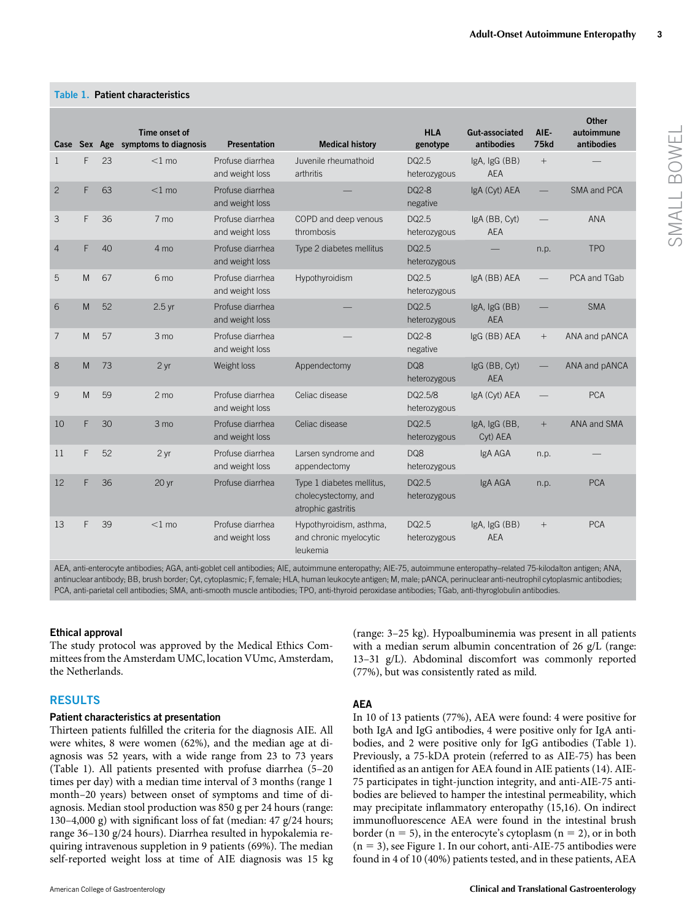**Table 1. Patient characteristics**

| Case | Sex | Age | Time onset of symptoms to diagnosis | Presentation | Medical history | HLA genotype | Gut-associated antibodies | AIE-75kd | Other autoimmune antibodies |
|---|---|---|---|---|---|---|---|---|---|
| 1 | F | 23 | <1 mo | Profuse diarrhea and weight loss | Juvenile rheumatoid arthritis | DQ2.5 heterozygous | IgA, IgG (BB) AEA | + | — |
| 2 | F | 63 | <1 mo | Profuse diarrhea and weight loss | — | DQ2-8 negative | IgA (Cyt) AEA | — | SMA and PCA |
| 3 | F | 36 | 7 mo | Profuse diarrhea and weight loss | COPD and deep venous thrombosis | DQ2.5 heterozygous | IgA (BB, Cyt) AEA | — | ANA |
| 4 | F | 40 | 4 mo | Profuse diarrhea and weight loss | Type 2 diabetes mellitus | DQ2.5 heterozygous | — | n.p. | TPO |
| 5 | M | 67 | 6 mo | Profuse diarrhea and weight loss | Hypothyroidism | DQ2.5 heterozygous | IgA (BB) AEA | — | PCA and TGab |
| 6 | M | 52 | 2.5 yr | Profuse diarrhea and weight loss | — | DQ2.5 heterozygous | IgA, IgG (BB) AEA | — | SMA |
| 7 | M | 57 | 3 mo | Profuse diarrhea and weight loss | — | DQ2-8 negative | IgG (BB) AEA | + | ANA and pANCA |
| 8 | M | 73 | 2 yr | Weight loss | Appendectomy | DQ8 heterozygous | IgG (BB, Cyt) AEA | — | ANA and pANCA |
| 9 | M | 59 | 2 mo | Profuse diarrhea and weight loss | Celiac disease | DQ2.5/8 heterozygous | IgA (Cyt) AEA | — | PCA |
| 10 | F | 30 | 3 mo | Profuse diarrhea and weight loss | Celiac disease | DQ2.5 heterozygous | IgA, IgG (BB, Cyt) AEA | + | ANA and SMA |
| 11 | F | 52 | 2 yr | Profuse diarrhea and weight loss | Larsen syndrome and appendectomy | DQ8 heterozygous | IgA AGA | n.p. | — |
| 12 | F | 36 | 20 yr | Profuse diarrhea | Type 1 diabetes mellitus, cholecystectomy, and atrophic gastritis | DQ2.5 heterozygous | IgA AGA | n.p. | PCA |
| 13 | F | 39 | <1 mo | Profuse diarrhea and weight loss | Hypothyroidism, asthma, and chronic myelocytic leukemia | DQ2.5 heterozygous | IgA, IgG (BB) AEA | + | PCA |

AEA, anti-enterocyte antibodies; AGA, anti-goblet cell antibodies; AIE, autoimmune enteropathy; AIE-75, autoimmune enteropathy–related 75-kilodalton antigen; ANA, antinuclear antibody; BB, brush border; Cyt, cytoplasmic; F, female; HLA, human leukocyte antigen; M, male; pANCA, perinuclear anti-neutrophil cytoplasmic antibodies; PCA, anti-parietal cell antibodies; SMA, anti-smooth muscle antibodies; TPO, anti-thyroid peroxidase antibodies; TGab, anti-thyroglobulin antibodies.

### Ethical approval

The study protocol was approved by the Medical Ethics Committees from the Amsterdam UMC, location VUmc, Amsterdam, the Netherlands.

## RESULTS

### Patient characteristics at presentation

Thirteen patients fulfilled the criteria for the diagnosis AIE. All were whites, 8 were women (62%), and the median age at diagnosis was 52 years, with a wide range from 23 to 73 years (Table 1). All patients presented with profuse diarrhea (5–20 times per day) with a median time interval of 3 months (range 1 month–20 years) between onset of symptoms and time of diagnosis. Median stool production was 850 g per 24 hours (range: 130–4,000 g) with significant loss of fat (median: 47 g/24 hours; range 36–130 g/24 hours). Diarrhea resulted in hypokalemia requiring intravenous suppletion in 9 patients (69%). The median self-reported weight loss at time of AIE diagnosis was 15 kg (range: 3–25 kg). Hypoalbuminemia was present in all patients with a median serum albumin concentration of 26 g/L (range: 13–31 g/L). Abdominal discomfort was commonly reported (77%), but was consistently rated as mild.

### AEA

In 10 of 13 patients (77%), AEA were found: 4 were positive for both IgA and IgG antibodies, 4 were positive only for IgA antibodies, and 2 were positive only for IgG antibodies (Table 1). Previously, a 75-kDA protein (referred to as AIE-75) has been identified as an antigen for AEA found in AIE patients (14). AIE-75 participates in tight-junction integrity, and anti-AIE-75 antibodies are believed to hamper the intestinal permeability, which may precipitate inflammatory enteropathy (15,16). On indirect immunofluorescence AEA were found in the intestinal brush border (n = 5), in the enterocyte's cytoplasm (n = 2), or in both (n = 3), see Figure 1. In our cohort, anti-AIE-75 antibodies were found in 4 of 10 (40%) patients tested, and in these patients, AEA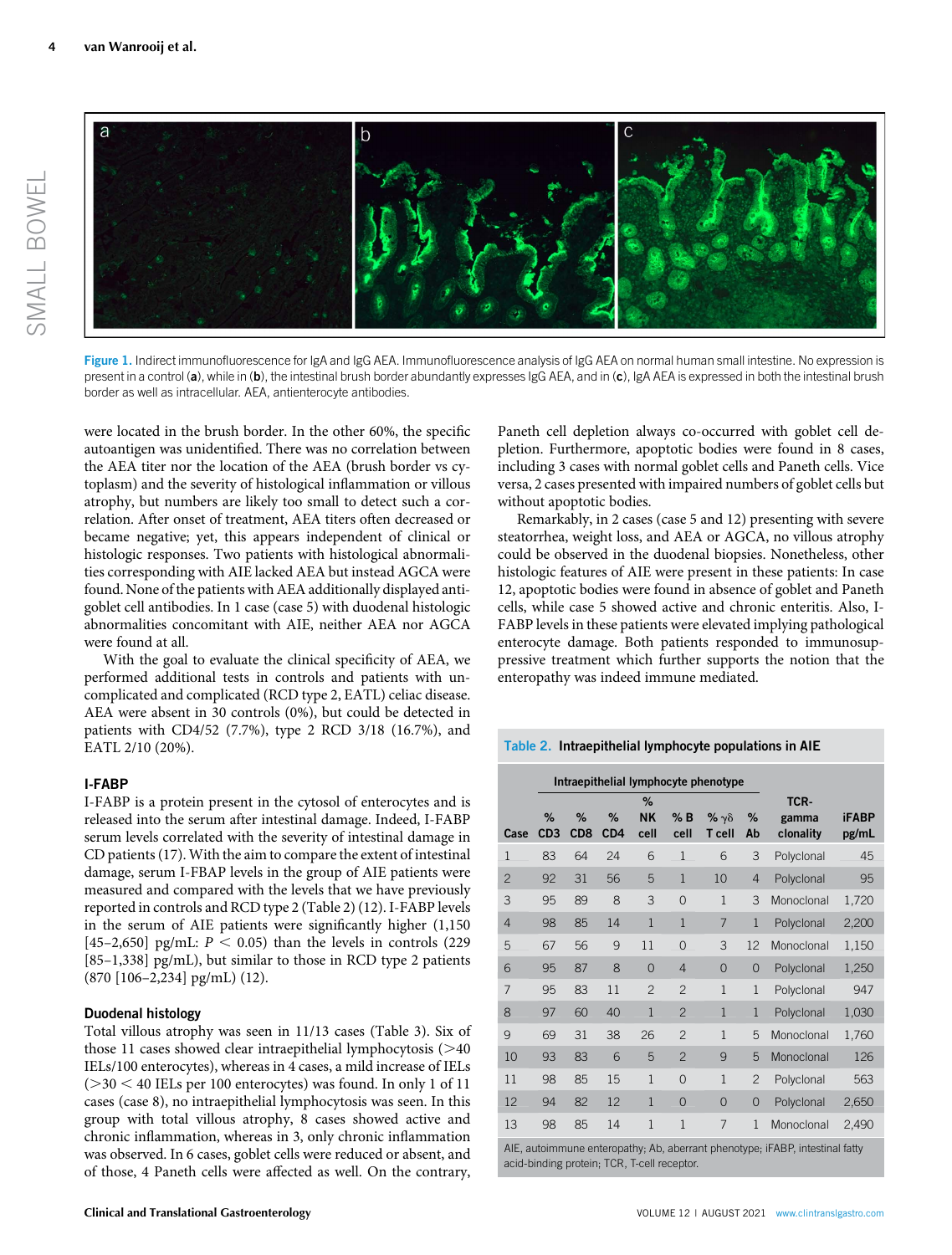Figure 1. Indirect immunofluorescence for IgA and IgG AEA. Immunofluorescence analysis of IgG AEA on normal human small intestine. No expression is present in a control (**a**), while in (**b**), the intestinal brush border abundantly expresses IgG AEA, and in (**c**), IgA AEA is expressed in both the intestinal brush border as well as intracellular. AEA, antienterocyte antibodies.

were located in the brush border. In the other 60%, the specific autoantigen was unidentified. There was no correlation between the AEA titer nor the location of the AEA (brush border vs cytoplasm) and the severity of histological inflammation or villous atrophy, but numbers are likely too small to detect such a correlation. After onset of treatment, AEA titers often decreased or became negative; yet, this appears independent of clinical or histologic responses. Two patients with histological abnormalities corresponding with AIE lacked AEA but instead AGCA were found. None of the patients with AEA additionally displayed anti-goblet cell antibodies. In 1 case (case 5) with duodenal histologic abnormalities concomitant with AIE, neither AEA nor AGCA were found at all.

With the goal to evaluate the clinical specificity of AEA, we performed additional tests in controls and patients with uncomplicated and complicated (RCD type 2, EATL) celiac disease. AEA were absent in 30 controls (0%), but could be detected in patients with CD4/52 (7.7%), type 2 RCD 3/18 (16.7%), and EATL 2/10 (20%).

### I-FABP

I-FABP is a protein present in the cytosol of enterocytes and is released into the serum after intestinal damage. Indeed, I-FABP serum levels correlated with the severity of intestinal damage in CD patients (17). With the aim to compare the extent of intestinal damage, serum I-FBAP levels in the group of AIE patients were measured and compared with the levels that we have previously reported in controls and RCD type 2 (Table 2) (12). I-FABP levels in the serum of AIE patients were significantly higher (1,150 [45–2,650] pg/mL: $P < 0.05$) than the levels in controls (229 [85–1,338] pg/mL), but similar to those in RCD type 2 patients (870 [106–2,234] pg/mL) (12).

### Duodenal histology

Total villous atrophy was seen in 11/13 cases (Table 3). Six of those 11 cases showed clear intraepithelial lymphocytosis (>40 IELs/100 enterocytes), whereas in 4 cases, a mild increase of IELs (>30 < 40 IELs per 100 enterocytes) was found. In only 1 of 11 cases (case 8), no intraepithelial lymphocytosis was seen. In this group with total villous atrophy, 8 cases showed active and chronic inflammation, whereas in 3, only chronic inflammation was observed. In 6 cases, goblet cells were reduced or absent, and of those, 4 Paneth cells were affected as well. On the contrary, Paneth cell depletion always co-occurred with goblet cell depletion. Furthermore, apoptotic bodies were found in 8 cases, including 3 cases with normal goblet cells and Paneth cells. Vice versa, 2 cases presented with impaired numbers of goblet cells but without apoptotic bodies.

Remarkably, in 2 cases (case 5 and 12) presenting with severe steatorrhea, weight loss, and AEA or AGCA, no villous atrophy could be observed in the duodenal biopsies. Nonetheless, other histologic features of AIE were present in these patients: In case 12, apoptotic bodies were found in absence of goblet and Paneth cells, while case 5 showed active and chronic enteritis. Also, I-FABP levels in these patients were elevated implying pathological enterocyte damage. Both patients responded to immunosuppressive treatment which further supports the notion that the enteropathy was indeed immune mediated.

**Table 2. Intraepithelial lymphocyte populations in AIE**

| | Intraepithelial lymphocyte phenotype | | | | | | | | |
|---|---|---|---|---|---|---|---|---|---|
| Case | % CD3 | % CD8 | % CD4 | % NK cell | % B cell | % γδ T cell | % Ab | TCR-gamma clonality | iFABP pg/mL |
| 1 | 83 | 64 | 24 | 6 | 1 | 6 | 3 | Polyclonal | 45 |
| 2 | 92 | 31 | 56 | 5 | 1 | 10 | 4 | Polyclonal | 95 |
| 3 | 95 | 89 | 8 | 3 | 0 | 1 | 3 | Monoclonal | 1,720 |
| 4 | 98 | 85 | 14 | 1 | 1 | 7 | 1 | Polyclonal | 2,200 |
| 5 | 67 | 56 | 9 | 11 | 0 | 3 | 12 | Monoclonal | 1,150 |
| 6 | 95 | 87 | 8 | 0 | 4 | 0 | 0 | Polyclonal | 1,250 |
| 7 | 95 | 83 | 11 | 2 | 2 | 1 | 1 | Polyclonal | 947 |
| 8 | 97 | 60 | 40 | 1 | 2 | 1 | 1 | Polyclonal | 1,030 |
| 9 | 69 | 31 | 38 | 26 | 2 | 1 | 5 | Monoclonal | 1,760 |
| 10 | 93 | 83 | 6 | 5 | 2 | 9 | 5 | Monoclonal | 126 |
| 11 | 98 | 85 | 15 | 1 | 0 | 1 | 2 | Polyclonal | 563 |
| 12 | 94 | 82 | 12 | 1 | 0 | 0 | 0 | Polyclonal | 2,650 |
| 13 | 98 | 85 | 14 | 1 | 1 | 7 | 1 | Monoclonal | 2,490 |

AIE, autoimmune enteropathy; Ab, aberrant phenotype; iFABP, intestinal fatty acid-binding protein; TCR, T-cell receptor.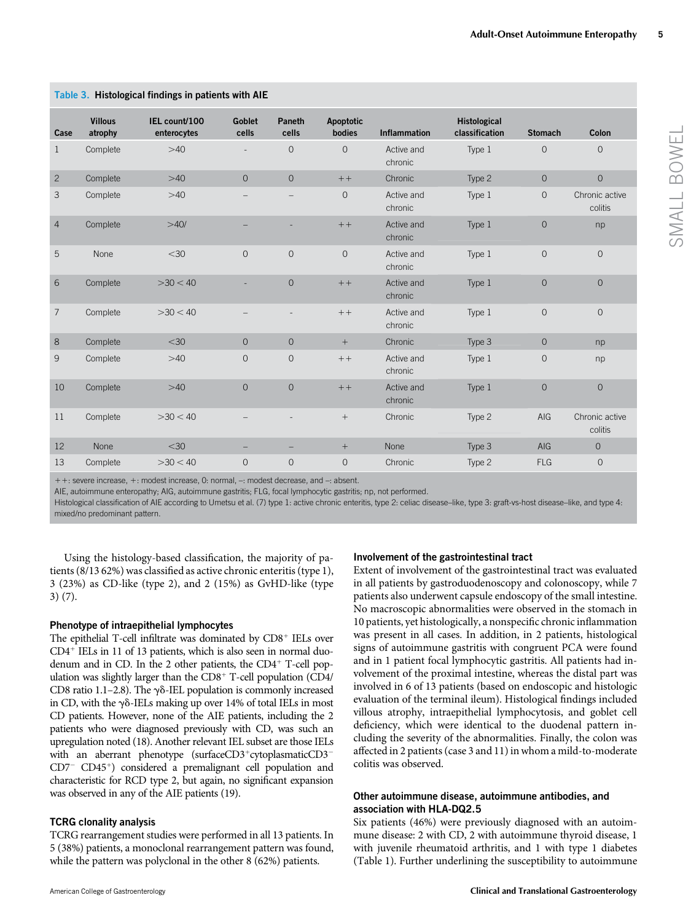**Table 3. Histological findings in patients with AIE**

| Case | Villous atrophy | IEL count/100 enterocytes | Goblet cells | Paneth cells | Apoptotic bodies | Inflammation | Histological classification | Stomach | Colon |
|---|---|---|---|---|---|---|---|---|---|
| 1 | Complete | >40 | - | 0 | 0 | Active and chronic | Type 1 | 0 | 0 |
| 2 | Complete | >40 | 0 | 0 | ++ | Chronic | Type 2 | 0 | 0 |
| 3 | Complete | >40 | – | – | 0 | Active and chronic | Type 1 | 0 | Chronic active colitis |
| 4 | Complete | >40/ | – | - | ++ | Active and chronic | Type 1 | 0 | np |
| 5 | None | <30 | 0 | 0 | 0 | Active and chronic | Type 1 | 0 | 0 |
| 6 | Complete | >30 < 40 | - | 0 | ++ | Active and chronic | Type 1 | 0 | 0 |
| 7 | Complete | >30 < 40 | – | - | ++ | Active and chronic | Type 1 | 0 | 0 |
| 8 | Complete | <30 | 0 | 0 | + | Chronic | Type 3 | 0 | np |
| 9 | Complete | >40 | 0 | 0 | ++ | Active and chronic | Type 1 | 0 | np |
| 10 | Complete | >40 | 0 | 0 | ++ | Active and chronic | Type 1 | 0 | 0 |
| 11 | Complete | >30 < 40 | – | - | + | Chronic | Type 2 | AIG | Chronic active colitis |
| 12 | None | <30 | – | – | + | None | Type 3 | AIG | 0 |
| 13 | Complete | >30 < 40 | 0 | 0 | 0 | Chronic | Type 2 | FLG | 0 |

++: severe increase, +: modest increase, 0: normal, -: modest decrease, and –: absent.
AIE, autoimmune enteropathy; AIG, autoimmune gastritis; FLG, focal lymphocytic gastritis; np, not performed.
Histological classification of AIE according to Umetsu et al. (7) type 1: active chronic enteritis, type 2: celiac disease–like, type 3: graft-vs-host disease–like, and type 4: mixed/no predominant pattern.

Using the histology-based classification, the majority of patients (8/13 62%) was classified as active chronic enteritis (type 1), 3 (23%) as CD-like (type 2), and 2 (15%) as GvHD-like (type 3) (7).

### Phenotype of intraepithelial lymphocytes

The epithelial T-cell infiltrate was dominated by CD8+ IELs over CD4+ IELs in 11 of 13 patients, which is also seen in normal duodenum and in CD. In the 2 other patients, the CD4+ T-cell population was slightly larger than the CD8+ T-cell population (CD4/CD8 ratio 1.1–2.8). The γδ-IEL population is commonly increased in CD, with the γδ-IELs making up over 14% of total IELs in most CD patients. However, none of the AIE patients, including the 2 patients who were diagnosed previously with CD, was such an upregulation noted (18). Another relevant IEL subset are those IELs with an aberrant phenotype (surfaceCD3+cytoplasmaticCD3− CD7− CD45+) considered a premalignant cell population and characteristic for RCD type 2, but again, no significant expansion was observed in any of the AIE patients (19).

### TCRG clonality analysis

TCRG rearrangement studies were performed in all 13 patients. In 5 (38%) patients, a monoclonal rearrangement pattern was found, while the pattern was polyclonal in the other 8 (62%) patients.

### Involvement of the gastrointestinal tract

Extent of involvement of the gastrointestinal tract was evaluated in all patients by gastroduodenoscopy and colonoscopy, while 7 patients also underwent capsule endoscopy of the small intestine. No macroscopic abnormalities were observed in the stomach in 10 patients, yet histologically, a nonspecific chronic inflammation was present in all cases. In addition, in 2 patients, histological signs of autoimmune gastritis with congruent PCA were found and in 1 patient focal lymphocytic gastritis. All patients had involvement of the proximal intestine, whereas the distal part was involved in 6 of 13 patients (based on endoscopic and histologic evaluation of the terminal ileum). Histological findings included villous atrophy, intraepithelial lymphocytosis, and goblet cell deficiency, which were identical to the duodenal pattern including the severity of the abnormalities. Finally, the colon was affected in 2 patients (case 3 and 11) in whom a mild-to-moderate colitis was observed.

### Other autoimmune disease, autoimmune antibodies, and association with HLA-DQ2.5

Six patients (46%) were previously diagnosed with an autoimmune disease: 2 with CD, 2 with autoimmune thyroid disease, 1 with juvenile rheumatoid arthritis, and 1 with type 1 diabetes (Table 1). Further underlining the susceptibility to autoimmune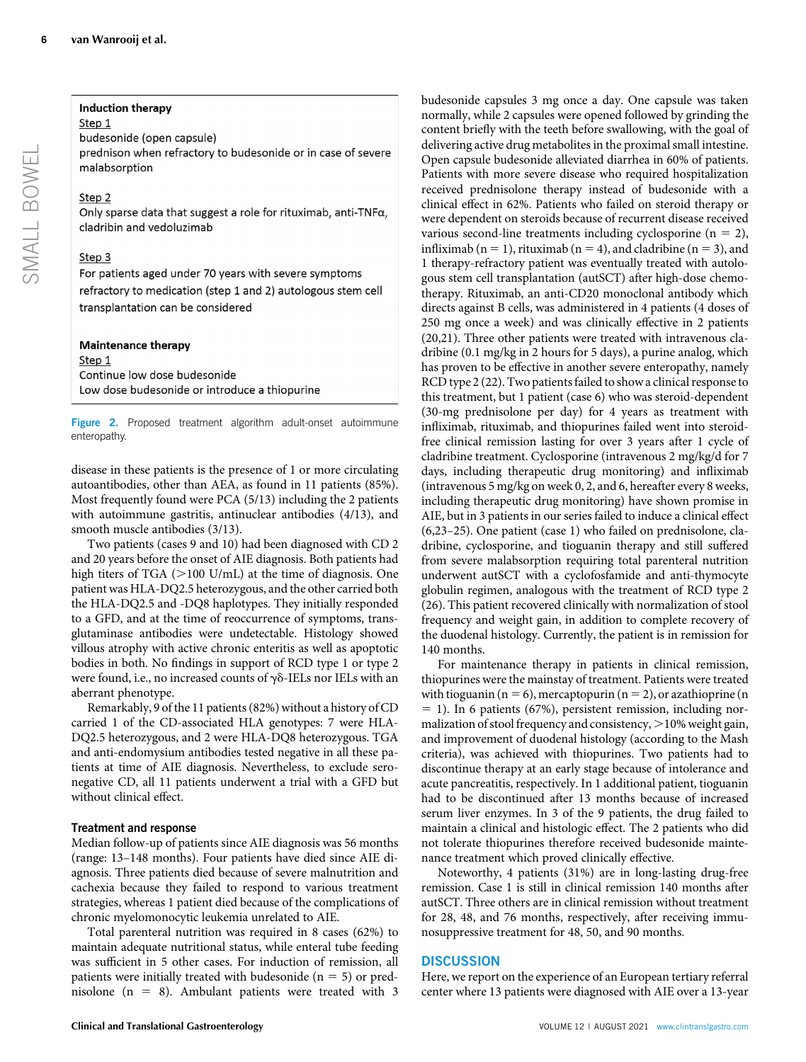**Induction therapy**

Step 1

budesonide (open capsule)

prednison when refractory to budesonide or in case of severe malabsorption

Step 2

Only sparse data that suggest a role for rituximab, anti-TNFα, cladribin and vedoluzimab

Step 3

For patients aged under 70 years with severe symptoms refractory to medication (step 1 and 2) autologous stem cell transplantation can be considered

**Maintenance therapy**

Step 1

Continue low dose budesonide

Low dose budesonide or introduce a thiopurine

**Figure 2.** Proposed treatment algorithm adult-onset autoimmune enteropathy.

disease in these patients is the presence of 1 or more circulating autoantibodies, other than AEA, as found in 11 patients (85%). Most frequently found were PCA (5/13) including the 2 patients with autoimmune gastritis, antinuclear antibodies (4/13), and smooth muscle antibodies (3/13).

Two patients (cases 9 and 10) had been diagnosed with CD 2 and 20 years before the onset of AIE diagnosis. Both patients had high titers of TGA (>100 U/mL) at the time of diagnosis. One patient was HLA-DQ2.5 heterozygous, and the other carried both the HLA-DQ2.5 and -DQ8 haplotypes. They initially responded to a GFD, and at the time of reoccurrence of symptoms, transglutaminase antibodies were undetectable. Histology showed villous atrophy with active chronic enteritis as well as apoptotic bodies in both. No findings in support of RCD type 1 or type 2 were found, i.e., no increased counts of γδ-IELs nor IELs with an aberrant phenotype.

Remarkably, 9 of the 11 patients (82%) without a history of CD carried 1 of the CD-associated HLA genotypes: 7 were HLA-DQ2.5 heterozygous, and 2 were HLA-DQ8 heterozygous. TGA and anti-endomysium antibodies tested negative in all these patients at time of AIE diagnosis. Nevertheless, to exclude seronegative CD, all 11 patients underwent a trial with a GFD but without clinical effect.

### Treatment and response

Median follow-up of patients since AIE diagnosis was 56 months (range: 13–148 months). Four patients have died since AIE diagnosis. Three patients died because of severe malnutrition and cachexia because they failed to respond to various treatment strategies, whereas 1 patient died because of the complications of chronic myelomonocytic leukemia unrelated to AIE.

Total parenteral nutrition was required in 8 cases (62%) to maintain adequate nutritional status, while enteral tube feeding was sufficient in 5 other cases. For induction of remission, all patients were initially treated with budesonide (n = 5) or prednisolone (n = 8). Ambulant patients were treated with 3 budesonide capsules 3 mg once a day. One capsule was taken normally, while 2 capsules were opened followed by grinding the content briefly with the teeth before swallowing, with the goal of delivering active drug metabolites in the proximal small intestine. Open capsule budesonide alleviated diarrhea in 60% of patients. Patients with more severe disease who required hospitalization received prednisolone therapy instead of budesonide with a clinical effect in 62%. Patients who failed on steroid therapy or were dependent on steroids because of recurrent disease received various second-line treatments including cyclosporine (n = 2), infliximab (n = 1), rituximab (n = 4), and cladribine (n = 3), and 1 therapy-refractory patient was eventually treated with autologous stem cell transplantation (autSCT) after high-dose chemotherapy. Rituximab, an anti-CD20 monoclonal antibody which directs against B cells, was administered in 4 patients (4 doses of 250 mg once a week) and was clinically effective in 2 patients (20,21). Three other patients were treated with intravenous cladribine (0.1 mg/kg in 2 hours for 5 days), a purine analog, which has proven to be effective in another severe enteropathy, namely RCD type 2 (22). Two patients failed to show a clinical response to this treatment, but 1 patient (case 6) who was steroid-dependent (30-mg prednisolone per day) for 4 years as treatment with infliximab, rituximab, and thiopurines failed went into steroid-free clinical remission lasting for over 3 years after 1 cycle of cladribine treatment. Cyclosporine (intravenous 2 mg/kg/d for 7 days, including therapeutic drug monitoring) and infliximab (intravenous 5 mg/kg on week 0, 2, and 6, hereafter every 8 weeks, including therapeutic drug monitoring) have shown promise in AIE, but in 3 patients in our series failed to induce a clinical effect (6,23–25). One patient (case 1) who failed on prednisolone, cladribine, cyclosporine, and tioguanin therapy and still suffered from severe malabsorption requiring total parenteral nutrition underwent autSCT with a cyclofosfamide and anti-thymocyte globulin regimen, analogous with the treatment of RCD type 2 (26). This patient recovered clinically with normalization of stool frequency and weight gain, in addition to complete recovery of the duodenal histology. Currently, the patient is in remission for 140 months.

For maintenance therapy in patients in clinical remission, thiopurines were the mainstay of treatment. Patients were treated with tioguanin (n = 6), mercaptopurin (n = 2), or azathioprine (n = 1). In 6 patients (67%), persistent remission, including normalization of stool frequency and consistency, >10% weight gain, and improvement of duodenal histology (according to the Mash criteria), was achieved with thiopurines. Two patients had to discontinue therapy at an early stage because of intolerance and acute pancreatitis, respectively. In 1 additional patient, tioguanin had to be discontinued after 13 months because of increased serum liver enzymes. In 3 of the 9 patients, the drug failed to maintain a clinical and histologic effect. The 2 patients who did not tolerate thiopurines therefore received budesonide maintenance treatment which proved clinically effective.

Noteworthy, 4 patients (31%) are in long-lasting drug-free remission. Case 1 is still in clinical remission 140 months after autSCT. Three others are in clinical remission without treatment for 28, 48, and 76 months, respectively, after receiving immunosuppressive treatment for 48, 50, and 90 months.

## DISCUSSION

Here, we report on the experience of an European tertiary referral center where 13 patients were diagnosed with AIE over a 13-year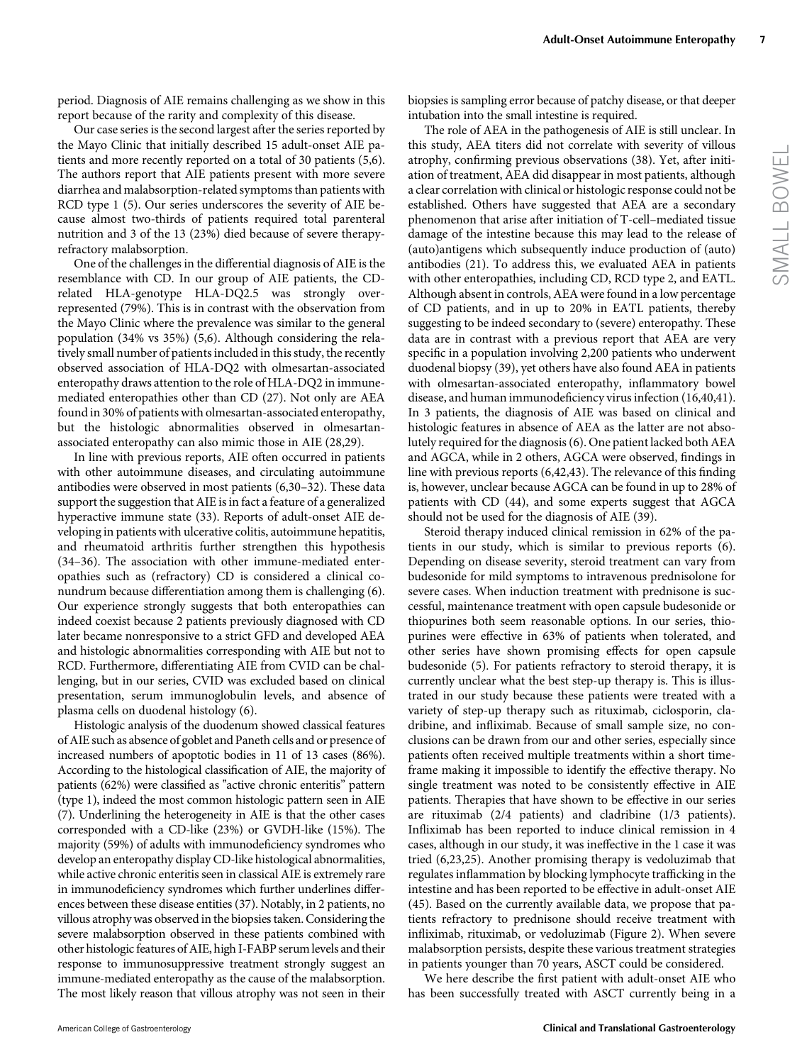period. Diagnosis of AIE remains challenging as we show in this report because of the rarity and complexity of this disease.

Our case series is the second largest after the series reported by the Mayo Clinic that initially described 15 adult-onset AIE patients and more recently reported on a total of 30 patients (5,6). The authors report that AIE patients present with more severe diarrhea and malabsorption-related symptoms than patients with RCD type 1 (5). Our series underscores the severity of AIE because almost two-thirds of patients required total parenteral nutrition and 3 of the 13 (23%) died because of severe therapy-refractory malabsorption.

One of the challenges in the differential diagnosis of AIE is the resemblance with CD. In our group of AIE patients, the CD-related HLA-genotype HLA-DQ2.5 was strongly overrepresented (79%). This is in contrast with the observation from the Mayo Clinic where the prevalence was similar to the general population (34% vs 35%) (5,6). Although considering the relatively small number of patients included in this study, the recently observed association of HLA-DQ2 with olmesartan-associated enteropathy draws attention to the role of HLA-DQ2 in immune-mediated enteropathies other than CD (27). Not only are AEA found in 30% of patients with olmesartan-associated enteropathy, but the histologic abnormalities observed in olmesartan-associated enteropathy can also mimic those in AIE (28,29).

In line with previous reports, AIE often occurred in patients with other autoimmune diseases, and circulating autoimmune antibodies were observed in most patients (6,30–32). These data support the suggestion that AIE is in fact a feature of a generalized hyperactive immune state (33). Reports of adult-onset AIE developing in patients with ulcerative colitis, autoimmune hepatitis, and rheumatoid arthritis further strengthen this hypothesis (34–36). The association with other immune-mediated enteropathies such as (refractory) CD is considered a clinical conundrum because differentiation among them is challenging (6). Our experience strongly suggests that both enteropathies can indeed coexist because 2 patients previously diagnosed with CD later became nonresponsive to a strict GFD and developed AEA and histologic abnormalities corresponding with AIE but not to RCD. Furthermore, differentiating AIE from CVID can be challenging, but in our series, CVID was excluded based on clinical presentation, serum immunoglobulin levels, and absence of plasma cells on duodenal histology (6).

Histologic analysis of the duodenum showed classical features of AIE such as absence of goblet and Paneth cells and or presence of increased numbers of apoptotic bodies in 11 of 13 cases (86%). According to the histological classification of AIE, the majority of patients (62%) were classified as "active chronic enteritis" pattern (type 1), indeed the most common histologic pattern seen in AIE (7). Underlining the heterogeneity in AIE is that the other cases corresponded with a CD-like (23%) or GVDH-like (15%). The majority (59%) of adults with immunodeficiency syndromes who develop an enteropathy display CD-like histological abnormalities, while active chronic enteritis seen in classical AIE is extremely rare in immunodeficiency syndromes which further underlines differences between these disease entities (37). Notably, in 2 patients, no villous atrophy was observed in the biopsies taken. Considering the severe malabsorption observed in these patients combined with other histologic features of AIE, high I-FABP serum levels and their response to immunosuppressive treatment strongly suggest an immune-mediated enteropathy as the cause of the malabsorption. The most likely reason that villous atrophy was not seen in their biopsies is sampling error because of patchy disease, or that deeper intubation into the small intestine is required.

The role of AEA in the pathogenesis of AIE is still unclear. In this study, AEA titers did not correlate with severity of villous atrophy, confirming previous observations (38). Yet, after initiation of treatment, AEA did disappear in most patients, although a clear correlation with clinical or histologic response could not be established. Others have suggested that AEA are a secondary phenomenon that arise after initiation of T-cell–mediated tissue damage of the intestine because this may lead to the release of (auto)antigens which subsequently induce production of (auto) antibodies (21). To address this, we evaluated AEA in patients with other enteropathies, including CD, RCD type 2, and EATL. Although absent in controls, AEA were found in a low percentage of CD patients, and in up to 20% in EATL patients, thereby suggesting to be indeed secondary to (severe) enteropathy. These data are in contrast with a previous report that AEA are very specific in a population involving 2,200 patients who underwent duodenal biopsy (39), yet others have also found AEA in patients with olmesartan-associated enteropathy, inflammatory bowel disease, and human immunodeficiency virus infection (16,40,41). In 3 patients, the diagnosis of AIE was based on clinical and histologic features in absence of AEA as the latter are not absolutely required for the diagnosis (6). One patient lacked both AEA and AGCA, while in 2 others, AGCA were observed, findings in line with previous reports (6,42,43). The relevance of this finding is, however, unclear because AGCA can be found in up to 28% of patients with CD (44), and some experts suggest that AGCA should not be used for the diagnosis of AIE (39).

Steroid therapy induced clinical remission in 62% of the patients in our study, which is similar to previous reports (6). Depending on disease severity, steroid treatment can vary from budesonide for mild symptoms to intravenous prednisolone for severe cases. When induction treatment with prednisone is successful, maintenance treatment with open capsule budesonide or thiopurines both seem reasonable options. In our series, thiopurines were effective in 63% of patients when tolerated, and other series have shown promising effects for open capsule budesonide (5). For patients refractory to steroid therapy, it is currently unclear what the best step-up therapy is. This is illustrated in our study because these patients were treated with a variety of step-up therapy such as rituximab, ciclosporin, cladribine, and infliximab. Because of small sample size, no conclusions can be drawn from our and other series, especially since patients often received multiple treatments within a short timeframe making it impossible to identify the effective therapy. No single treatment was noted to be consistently effective in AIE patients. Therapies that have shown to be effective in our series are rituximab (2/4 patients) and cladribine (1/3 patients). Infliximab has been reported to induce clinical remission in 4 cases, although in our study, it was ineffective in the 1 case it was tried (6,23,25). Another promising therapy is vedoluzimab that regulates inflammation by blocking lymphocyte trafficking in the intestine and has been reported to be effective in adult-onset AIE (45). Based on the currently available data, we propose that patients refractory to prednisone should receive treatment with infliximab, rituximab, or vedoluzimab (Figure 2). When severe malabsorption persists, despite these various treatment strategies in patients younger than 70 years, ASCT could be considered.

We here describe the first patient with adult-onset AIE who has been successfully treated with ASCT currently being in a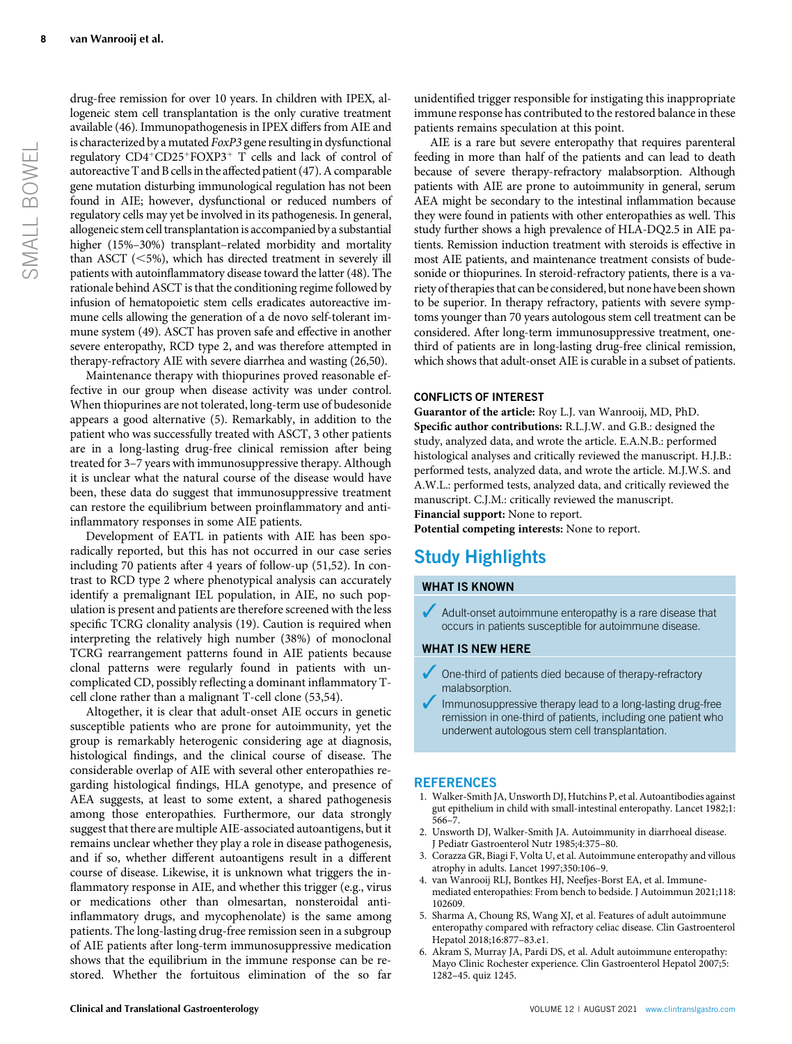drug-free remission for over 10 years. In children with IPEX, allogeneic stem cell transplantation is the only curative treatment available (46). Immunopathogenesis in IPEX differs from AIE and is characterized by a mutated *FoxP3* gene resulting in dysfunctional regulatory $CD4^+CD25^+FOXP3^+$ T cells and lack of control of autoreactive T and B cells in the affected patient (47). A comparable gene mutation disturbing immunological regulation has not been found in AIE; however, dysfunctional or reduced numbers of regulatory cells may yet be involved in its pathogenesis. In general, allogeneic stem cell transplantation is accompanied by a substantial higher (15%–30%) transplant–related morbidity and mortality than ASCT (<5%), which has directed treatment in severely ill patients with autoinflammatory disease toward the latter (48). The rationale behind ASCT is that the conditioning regime followed by infusion of hematopoietic stem cells eradicates autoreactive immune cells allowing the generation of a de novo self-tolerant immune system (49). ASCT has proven safe and effective in another severe enteropathy, RCD type 2, and was therefore attempted in therapy-refractory AIE with severe diarrhea and wasting (26,50).

Maintenance therapy with thiopurines proved reasonable effective in our group when disease activity was under control. When thiopurines are not tolerated, long-term use of budesonide appears a good alternative (5). Remarkably, in addition to the patient who was successfully treated with ASCT, 3 other patients are in a long-lasting drug-free clinical remission after being treated for 3–7 years with immunosuppressive therapy. Although it is unclear what the natural course of the disease would have been, these data do suggest that immunosuppressive treatment can restore the equilibrium between proinflammatory and anti-inflammatory responses in some AIE patients.

Development of EATL in patients with AIE has been sporadically reported, but this has not occurred in our case series including 70 patients after 4 years of follow-up (51,52). In contrast to RCD type 2 where phenotypical analysis can accurately identify a premalignant IEL population, in AIE, no such population is present and patients are therefore screened with the less specific TCRG clonality analysis (19). Caution is required when interpreting the relatively high number (38%) of monoclonal TCRG rearrangement patterns found in AIE patients because clonal patterns were regularly found in patients with uncomplicated CD, possibly reflecting a dominant inflammatory T-cell clone rather than a malignant T-cell clone (53,54).

Altogether, it is clear that adult-onset AIE occurs in genetic susceptible patients who are prone for autoimmunity, yet the group is remarkably heterogenic considering age at diagnosis, histological findings, and the clinical course of disease. The considerable overlap of AIE with several other enteropathies regarding histological findings, HLA genotype, and presence of AEA suggests, at least to some extent, a shared pathogenesis among those enteropathies. Furthermore, our data strongly suggest that there are multiple AIE-associated autoantigens, but it remains unclear whether they play a role in disease pathogenesis, and if so, whether different autoantigens result in a different course of disease. Likewise, it is unknown what triggers the inflammatory response in AIE, and whether this trigger (e.g., virus or medications other than olmesartan, nonsteroidal anti-inflammatory drugs, and mycophenolate) is the same among patients. The long-lasting drug-free remission seen in a subgroup of AIE patients after long-term immunosuppressive medication shows that the equilibrium in the immune response can be restored. Whether the fortuitous elimination of the so far unidentified trigger responsible for instigating this inappropriate immune response has contributed to the restored balance in these patients remains speculation at this point.

AIE is a rare but severe enteropathy that requires parenteral feeding in more than half of the patients and can lead to death because of severe therapy-refractory malabsorption. Although patients with AIE are prone to autoimmunity in general, serum AEA might be secondary to the intestinal inflammation because they were found in patients with other enteropathies as well. This study further shows a high prevalence of HLA-DQ2.5 in AIE patients. Remission induction treatment with steroids is effective in most AIE patients, and maintenance treatment consists of budesonide or thiopurines. In steroid-refractory patients, there is a variety of therapies that can be considered, but none have been shown to be superior. In therapy refractory, patients with severe symptoms younger than 70 years autologous stem cell treatment can be considered. After long-term immunosuppressive treatment, one-third of patients are in long-lasting drug-free clinical remission, which shows that adult-onset AIE is curable in a subset of patients.

## CONFLICTS OF INTEREST

**Guarantor of the article:** Roy L.J. van Wanrooij, MD, PhD.
**Specific author contributions:** R.L.J.W. and G.B.: designed the study, analyzed data, and wrote the article. E.A.N.B.: performed histological analyses and critically reviewed the manuscript. H.J.B.: performed tests, analyzed data, and wrote the article. M.J.W.S. and A.W.L.: performed tests, analyzed data, and critically reviewed the manuscript. C.J.M.: critically reviewed the manuscript.
**Financial support:** None to report.
**Potential competing interests:** None to report.

## Study Highlights

### WHAT IS KNOWN

- ✓ Adult-onset autoimmune enteropathy is a rare disease that occurs in patients susceptible for autoimmune disease.

### WHAT IS NEW HERE

- ✓ One-third of patients died because of therapy-refractory malabsorption.
- ✓ Immunosuppressive therapy lead to a long-lasting drug-free remission in one-third of patients, including one patient who underwent autologous stem cell transplantation.

## REFERENCES

1. Walker-Smith JA, Unsworth DJ, Hutchins P, et al. Autoantibodies against gut epithelium in child with small-intestinal enteropathy. Lancet 1982;1:566–7.
2. Unsworth DJ, Walker-Smith JA. Autoimmunity in diarrhoeal disease. J Pediatr Gastroenterol Nutr 1985;4:375–80.
3. Corazza GR, Biagi F, Volta U, et al. Autoimmune enteropathy and villous atrophy in adults. Lancet 1997;350:106–9.
4. van Wanrooij RLJ, Bontkes HJ, Neefjes-Borst EA, et al. Immune-mediated enteropathies: From bench to bedside. J Autoimmun 2021;118:102609.
5. Sharma A, Choung RS, Wang XJ, et al. Features of adult autoimmune enteropathy compared with refractory celiac disease. Clin Gastroenterol Hepatol 2018;16:877–83.e1.
6. Akram S, Murray JA, Pardi DS, et al. Adult autoimmune enteropathy: Mayo Clinic Rochester experience. Clin Gastroenterol Hepatol 2007;5:1282–45. quiz 1245.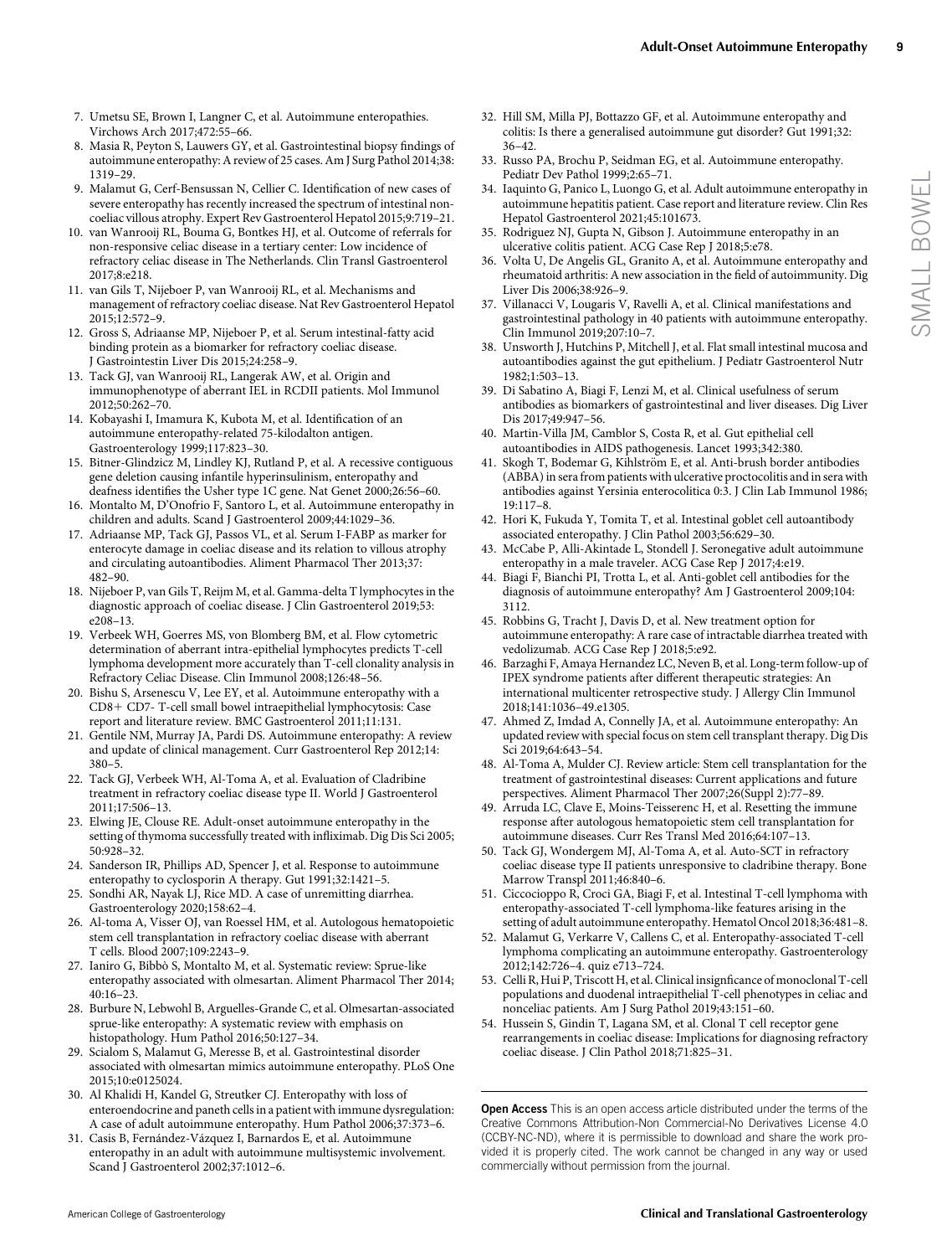7. Umetsu SE, Brown I, Langner C, et al. Autoimmune enteropathies. Virchows Arch 2017;472:55–66.
8. Masia R, Peyton S, Lauwers GY, et al. Gastrointestinal biopsy findings of autoimmune enteropathy: A review of 25 cases. Am J Surg Pathol 2014;38: 1319–29.
9. Malamut G, Cerf-Bensussan N, Cellier C. Identification of new cases of severe enteropathy has recently increased the spectrum of intestinal non-coeliac villous atrophy. Expert Rev Gastroenterol Hepatol 2015;9:719–21.
10. van Wanrooij RL, Bouma G, Bontkes HJ, et al. Outcome of referrals for non-responsive celiac disease in a tertiary center: Low incidence of refractory celiac disease in The Netherlands. Clin Transl Gastroenterol 2017;8:e218.
11. van Gils T, Nijeboer P, van Wanrooij RL, et al. Mechanisms and management of refractory coeliac disease. Nat Rev Gastroenterol Hepatol 2015;12:572–9.
12. Gross S, Adriaanse MP, Nijeboer P, et al. Serum intestinal-fatty acid binding protein as a biomarker for refractory coeliac disease. J Gastrointestin Liver Dis 2015;24:258–9.
13. Tack GJ, van Wanrooij RL, Langerak AW, et al. Origin and immunophenotype of aberrant IEL in RCDII patients. Mol Immunol 2012;50:262–70.
14. Kobayashi I, Imamura K, Kubota M, et al. Identification of an autoimmune enteropathy-related 75-kilodalton antigen. Gastroenterology 1999;117:823–30.
15. Bitner-Glindzicz M, Lindley KJ, Rutland P, et al. A recessive contiguous gene deletion causing infantile hyperinsulinism, enteropathy and deafness identifies the Usher type 1C gene. Nat Genet 2000;26:56–60.
16. Montalto M, D'Onofrio F, Santoro L, et al. Autoimmune enteropathy in children and adults. Scand J Gastroenterol 2009;44:1029–36.
17. Adriaanse MP, Tack GJ, Passos VL, et al. Serum I-FABP as marker for enterocyte damage in coeliac disease and its relation to villous atrophy and circulating autoantibodies. Aliment Pharmacol Ther 2013;37: 482–90.
18. Nijeboer P, van Gils T, Reijm M, et al. Gamma-delta T lymphocytes in the diagnostic approach of coeliac disease. J Clin Gastroenterol 2019;53: e208–13.
19. Verbeek WH, Goerres MS, von Blomberg BM, et al. Flow cytometric determination of aberrant intra-epithelial lymphocytes predicts T-cell lymphoma development more accurately than T-cell clonality analysis in Refractory Celiac Disease. Clin Immunol 2008;126:48–56.
20. Bishu S, Arsenescu V, Lee EY, et al. Autoimmune enteropathy with a CD8+ CD7- T-cell small bowel intraepithelial lymphocytosis: Case report and literature review. BMC Gastroenterol 2011;11:131.
21. Gentile NM, Murray JA, Pardi DS. Autoimmune enteropathy: A review and update of clinical management. Curr Gastroenterol Rep 2012;14: 380–5.
22. Tack GJ, Verbeek WH, Al-Toma A, et al. Evaluation of Cladribine treatment in refractory coeliac disease type II. World J Gastroenterol 2011;17:506–13.
23. Elwing JE, Clouse RE. Adult-onset autoimmune enteropathy in the setting of thymoma successfully treated with infliximab. Dig Dis Sci 2005; 50:928–32.
24. Sanderson IR, Phillips AD, Spencer J, et al. Response to autoimmune enteropathy to cyclosporin A therapy. Gut 1991;32:1421–5.
25. Sondhi AR, Nayak LJ, Rice MD. A case of unremitting diarrhea. Gastroenterology 2020;158:62–4.
26. Al-toma A, Visser OJ, van Roessel HM, et al. Autologous hematopoietic stem cell transplantation in refractory coeliac disease with aberrant T cells. Blood 2007;109:2243–9.
27. Ianiro G, Bibbò S, Montalto M, et al. Systematic review: Sprue-like enteropathy associated with olmesartan. Aliment Pharmacol Ther 2014; 40:16–23.
28. Burbure N, Lebwohl B, Arguelles-Grande C, et al. Olmesartan-associated sprue-like enteropathy: A systematic review with emphasis on histopathology. Hum Pathol 2016;50:127–34.
29. Scialom S, Malamut G, Meresse B, et al. Gastrointestinal disorder associated with olmesartan mimics autoimmune enteropathy. PLoS One 2015;10:e0125024.
30. Al Khalidi H, Kandel G, Streutker CJ. Enteropathy with loss of enteroendocrine and paneth cells in a patient with immune dysregulation: A case of adult autoimmune enteropathy. Hum Pathol 2006;37:373–6.
31. Casis B, Fernández-Vázquez I, Barnardos E, et al. Autoimmune enteropathy in an adult with autoimmune multisystemic involvement. Scand J Gastroenterol 2002;37:1012–6.
32. Hill SM, Milla PJ, Bottazzo GF, et al. Autoimmune enteropathy and colitis: Is there a generalised autoimmune gut disorder? Gut 1991;32: 36–42.
33. Russo PA, Brochu P, Seidman EG, et al. Autoimmune enteropathy. Pediatr Dev Pathol 1999;2:65–71.
34. Iaquinto G, Panico L, Luongo G, et al. Adult autoimmune enteropathy in autoimmune hepatitis patient. Case report and literature review. Clin Res Hepatol Gastroenterol 2021;45:101673.
35. Rodriguez NJ, Gupta N, Gibson J. Autoimmune enteropathy in an ulcerative colitis patient. ACG Case Rep J 2018;5:e78.
36. Volta U, De Angelis GL, Granito A, et al. Autoimmune enteropathy and rheumatoid arthritis: A new association in the field of autoimmunity. Dig Liver Dis 2006;38:926–9.
37. Villanacci V, Lougaris V, Ravelli A, et al. Clinical manifestations and gastrointestinal pathology in 40 patients with autoimmune enteropathy. Clin Immunol 2019;207:10–7.
38. Unsworth J, Hutchins P, Mitchell J, et al. Flat small intestinal mucosa and autoantibodies against the gut epithelium. J Pediatr Gastroenterol Nutr 1982;1:503–13.
39. Di Sabatino A, Biagi F, Lenzi M, et al. Clinical usefulness of serum antibodies as biomarkers of gastrointestinal and liver diseases. Dig Liver Dis 2017;49:947–56.
40. Martin-Villa JM, Camblor S, Costa R, et al. Gut epithelial cell autoantibodies in AIDS pathogenesis. Lancet 1993;342:380.
41. Skogh T, Bodemar G, Kihlström E, et al. Anti-brush border antibodies (ABBA) in sera from patients with ulcerative proctocolitis and in sera with antibodies against Yersinia enterocolitica 0:3. J Clin Lab Immunol 1986; 19:117–8.
42. Hori K, Fukuda Y, Tomita T, et al. Intestinal goblet cell autoantibody associated enteropathy. J Clin Pathol 2003;56:629–30.
43. McCabe P, Alli-Akintade L, Stondell J. Seronegative adult autoimmune enteropathy in a male traveler. ACG Case Rep J 2017;4:e19.
44. Biagi F, Bianchi PI, Trotta L, et al. Anti-goblet cell antibodies for the diagnosis of autoimmune enteropathy? Am J Gastroenterol 2009;104: 3112.
45. Robbins G, Tracht J, Davis D, et al. New treatment option for autoimmune enteropathy: A rare case of intractable diarrhea treated with vedolizumab. ACG Case Rep J 2018;5:e92.
46. Barzaghi F, Amaya Hernandez LC, Neven B, et al. Long-term follow-up of IPEX syndrome patients after different therapeutic strategies: An international multicenter retrospective study. J Allergy Clin Immunol 2018;141:1036–49.e1305.
47. Ahmed Z, Imdad A, Connelly JA, et al. Autoimmune enteropathy: An updated review with special focus on stem cell transplant therapy. Dig Dis Sci 2019;64:643–54.
48. Al-Toma A, Mulder CJ. Review article: Stem cell transplantation for the treatment of gastrointestinal diseases: Current applications and future perspectives. Aliment Pharmacol Ther 2007;26(Suppl 2):77–89.
49. Arruda LC, Clave E, Moins-Teisserenc H, et al. Resetting the immune response after autologous hematopoietic stem cell transplantation for autoimmune diseases. Curr Res Transl Med 2016;64:107–13.
50. Tack GJ, Wondergem MJ, Al-Toma A, et al. Auto-SCT in refractory coeliac disease type II patients unresponsive to cladribine therapy. Bone Marrow Transpl 2011;46:840–6.
51. Ciccocioppo R, Croci GA, Biagi F, et al. Intestinal T-cell lymphoma with enteropathy-associated T-cell lymphoma-like features arising in the setting of adult autoimmune enteropathy. Hematol Oncol 2018;36:481–8.
52. Malamut G, Verkarre V, Callens C, et al. Enteropathy-associated T-cell lymphoma complicating an autoimmune enteropathy. Gastroenterology 2012;142:726–4. quiz e713–724.
53. Celli R, Hui P, Triscott H, et al. Clinical insignficance of monoclonal T-cell populations and duodenal intraepithelial T-cell phenotypes in celiac and nonceliac patients. Am J Surg Pathol 2019;43:151–60.
54. Hussein S, Gindin T, Lagana SM, et al. Clonal T cell receptor gene rearrangements in coeliac disease: Implications for diagnosing refractory coeliac disease. J Clin Pathol 2018;71:825–31.

**Open Access** This is an open access article distributed under the terms of the Creative Commons Attribution-Non Commercial-No Derivatives License 4.0 (CCBY-NC-ND), where it is permissible to download and share the work provided it is properly cited. The work cannot be changed in any way or used commercially without permission from the journal.